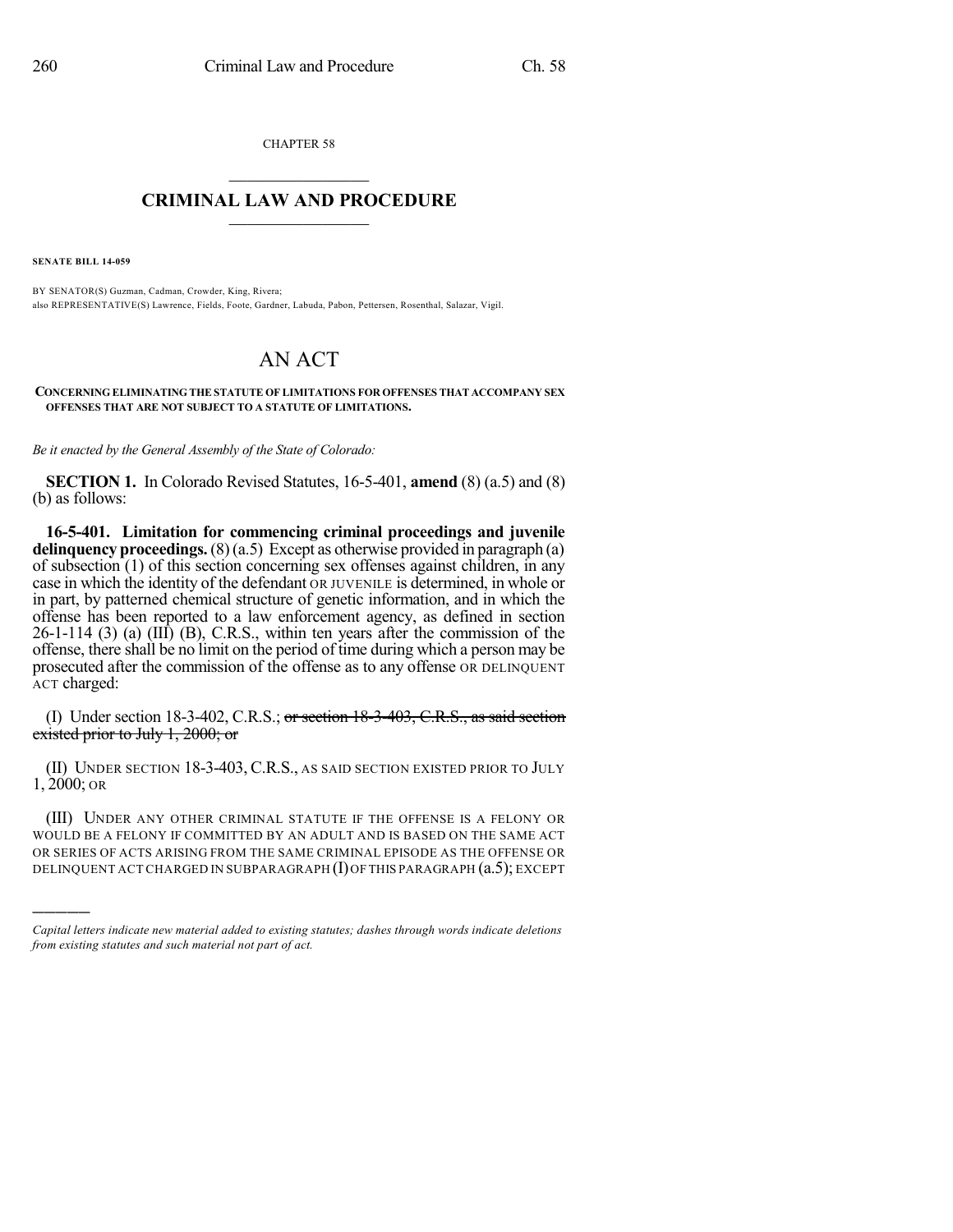CHAPTER 58

# CRIMINAL LAW AND PROCEDURE

**SENATE BILL 14-059**

BY SENATOR(S) Guzman, Cadman, Crowder, King, Rivera;
also REPRESENTATIVE(S) Lawrence, Fields, Foote, Gardner, Labuda, Pabon, Pettersen, Rosenthal, Salazar, Vigil.

# AN ACT

**CONCERNING ELIMINATING THE STATUTE OF LIMITATIONS FOR OFFENSES THAT ACCOMPANY SEX OFFENSES THAT ARE NOT SUBJECT TO A STATUTE OF LIMITATIONS.**

*Be it enacted by the General Assembly of the State of Colorado:*

**SECTION 1.** In Colorado Revised Statutes, 16-5-401, **amend** (8) (a.5) and (8) (b) as follows:

**16-5-401. Limitation for commencing criminal proceedings and juvenile delinquency proceedings.** (8) (a.5) Except as otherwise provided in paragraph (a) of subsection (1) of this section concerning sex offenses against children, in any case in which the identity of the defendant OR JUVENILE is determined, in whole or in part, by patterned chemical structure of genetic information, and in which the offense has been reported to a law enforcement agency, as defined in section 26-1-114 (3) (a) (III) (B), C.R.S., within ten years after the commission of the offense, there shall be no limit on the period of time during which a person may be prosecuted after the commission of the offense as to any offense OR DELINQUENT ACT charged:

(I) Under section 18-3-402, C.R.S.; ~~or section 18-3-403, C.R.S., as said section existed prior to July 1, 2000; or~~

(II) UNDER SECTION 18-3-403, C.R.S., AS SAID SECTION EXISTED PRIOR TO JULY 1, 2000; OR

(III) UNDER ANY OTHER CRIMINAL STATUTE IF THE OFFENSE IS A FELONY OR WOULD BE A FELONY IF COMMITTED BY AN ADULT AND IS BASED ON THE SAME ACT OR SERIES OF ACTS ARISING FROM THE SAME CRIMINAL EPISODE AS THE OFFENSE OR DELINQUENT ACT CHARGED IN SUBPARAGRAPH (I) OF THIS PARAGRAPH (a.5); EXCEPT

---

*Capital letters indicate new material added to existing statutes; dashes through words indicate deletions from existing statutes and such material not part of act.*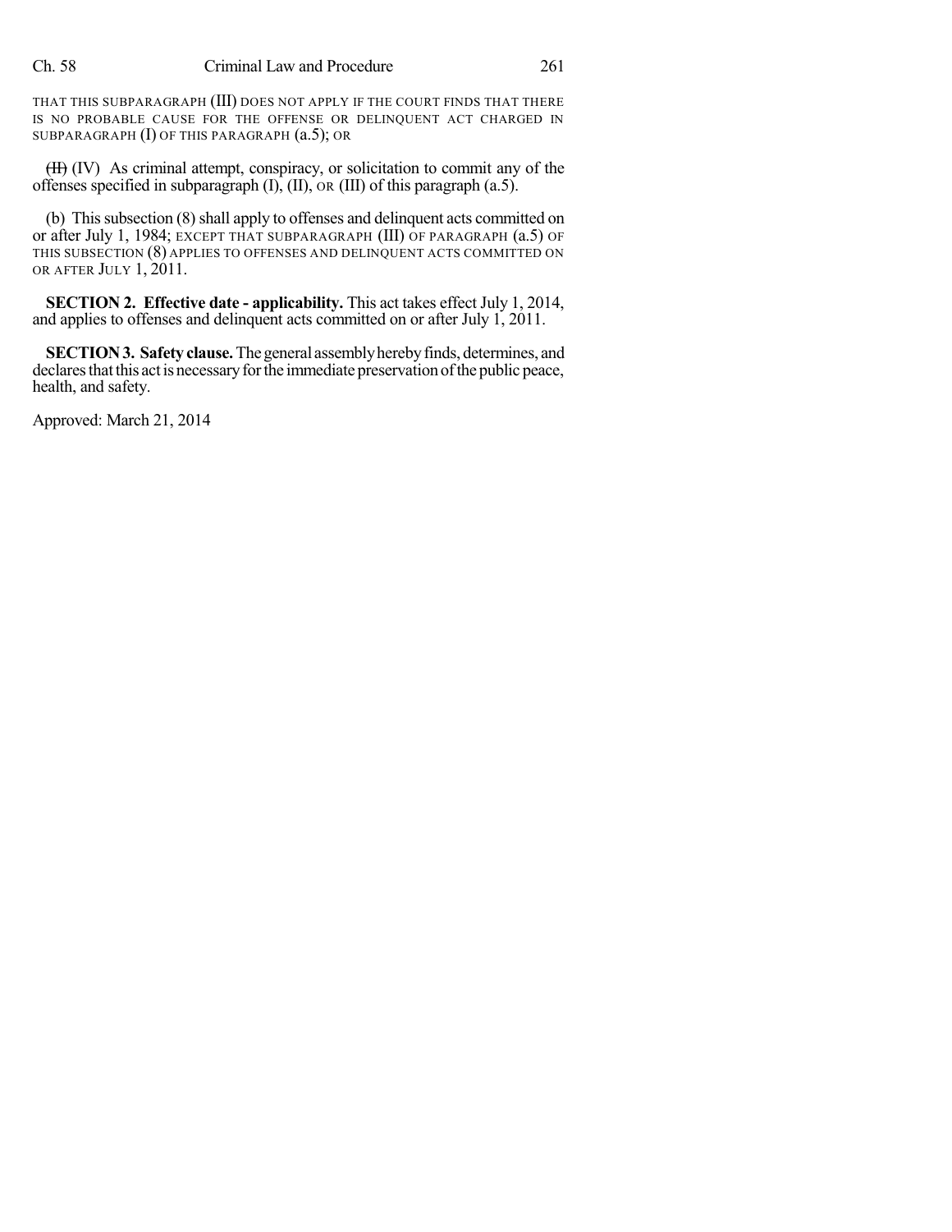THAT THIS SUBPARAGRAPH (III) DOES NOT APPLY IF THE COURT FINDS THAT THERE IS NO PROBABLE CAUSE FOR THE OFFENSE OR DELINQUENT ACT CHARGED IN SUBPARAGRAPH (I) OF THIS PARAGRAPH (a.5); OR

~~(III)~~ (IV) As criminal attempt, conspiracy, or solicitation to commit any of the offenses specified in subparagraph (I), (II), OR (III) of this paragraph (a.5).

(b) This subsection (8) shall apply to offenses and delinquent acts committed on or after July 1, 1984; EXCEPT THAT SUBPARAGRAPH (III) OF PARAGRAPH (a.5) OF THIS SUBSECTION (8) APPLIES TO OFFENSES AND DELINQUENT ACTS COMMITTED ON OR AFTER JULY 1, 2011.

**SECTION 2. Effective date - applicability.** This act takes effect July 1, 2014, and applies to offenses and delinquent acts committed on or after July 1, 2011.

**SECTION 3. Safety clause.** The general assembly hereby finds, determines, and declares that this act is necessary for the immediate preservation of the public peace, health, and safety.

Approved: March 21, 2014